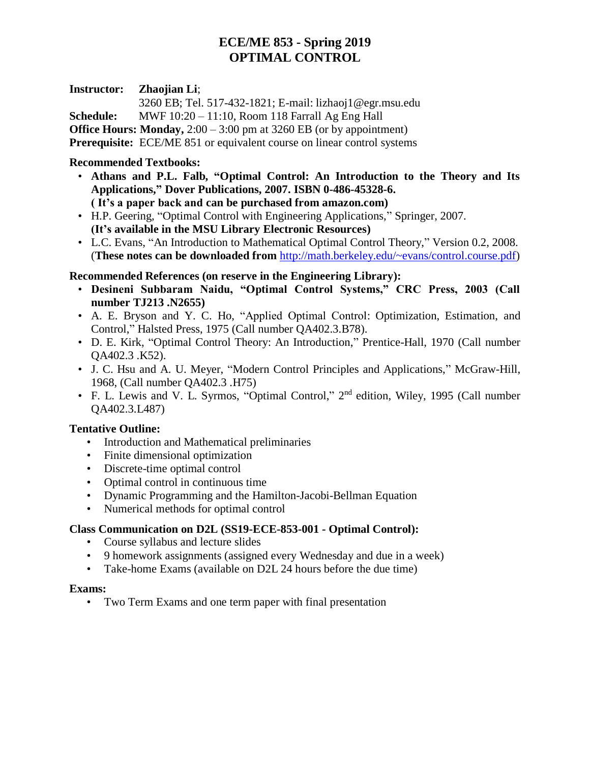# ECE/ME 853 - Spring 2019
# OPTIMAL CONTROL

**Instructor:** **Zhaojian Li**;
3260 EB; Tel. 517-432-1821; E-mail: lizhaoj1@egr.msu.edu

**Schedule:** MWF 10:20 – 11:10, Room 118 Farrall Ag Eng Hall

**Office Hours: Monday,** 2:00 – 3:00 pm at 3260 EB (or by appointment)

**Prerequisite:** ECE/ME 851 or equivalent course on linear control systems

**Recommended Textbooks:**

- **Athans and P.L. Falb, "Optimal Control: An Introduction to the Theory and Its Applications," Dover Publications, 2007. ISBN 0-486-45328-6.**
  **( It's a paper back and can be purchased from amazon.com)**
- H.P. Geering, "Optimal Control with Engineering Applications," Springer, 2007.
  **(It's available in the MSU Library Electronic Resources)**
- L.C. Evans, "An Introduction to Mathematical Optimal Control Theory," Version 0.2, 2008. (**These notes can be downloaded from** http://math.berkeley.edu/~evans/control.course.pdf)

**Recommended References (on reserve in the Engineering Library):**

- **Desineni Subbaram Naidu, "Optimal Control Systems," CRC Press, 2003 (Call number TJ213 .N2655)**
- A. E. Bryson and Y. C. Ho, "Applied Optimal Control: Optimization, Estimation, and Control," Halsted Press, 1975 (Call number QA402.3.B78).
- D. E. Kirk, "Optimal Control Theory: An Introduction," Prentice-Hall, 1970 (Call number QA402.3 .K52).
- J. C. Hsu and A. U. Meyer, "Modern Control Principles and Applications," McGraw-Hill, 1968, (Call number QA402.3 .H75)
- F. L. Lewis and V. L. Syrmos, "Optimal Control," 2nd edition, Wiley, 1995 (Call number QA402.3.L487)

**Tentative Outline:**

- Introduction and Mathematical preliminaries
- Finite dimensional optimization
- Discrete-time optimal control
- Optimal control in continuous time
- Dynamic Programming and the Hamilton-Jacobi-Bellman Equation
- Numerical methods for optimal control

**Class Communication on D2L (SS19-ECE-853-001 - Optimal Control):**

- Course syllabus and lecture slides
- 9 homework assignments (assigned every Wednesday and due in a week)
- Take-home Exams (available on D2L 24 hours before the due time)

**Exams:**

- Two Term Exams and one term paper with final presentation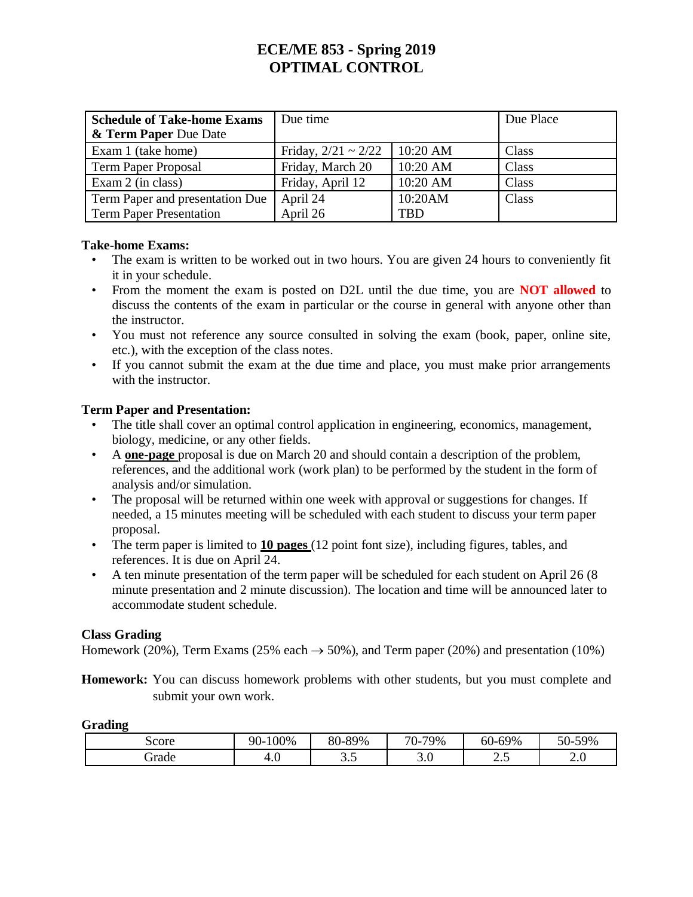# ECE/ME 853 - Spring 2019
# OPTIMAL CONTROL

| **Schedule of Take-home Exams & Term Paper** Due Date | Due time | | Due Place |
|---|---|---|---|
| Exam 1 (take home) | Friday, 2/21 ~ 2/22 | 10:20 AM | Class |
| Term Paper Proposal | Friday, March 20 | 10:20 AM | Class |
| Exam 2 (in class) | Friday, April 12 | 10:20 AM | Class |
| Term Paper and presentation Due | April 24 | 10:20AM | Class |
| Term Paper Presentation | April 26 | TBD | |

**Take-home Exams:**

- The exam is written to be worked out in two hours. You are given 24 hours to conveniently fit it in your schedule.
- From the moment the exam is posted on D2L until the due time, you are **NOT allowed** to discuss the contents of the exam in particular or the course in general with anyone other than the instructor.
- You must not reference any source consulted in solving the exam (book, paper, online site, etc.), with the exception of the class notes.
- If you cannot submit the exam at the due time and place, you must make prior arrangements with the instructor.

**Term Paper and Presentation:**

- The title shall cover an optimal control application in engineering, economics, management, biology, medicine, or any other fields.
- A **one-page** proposal is due on March 20 and should contain a description of the problem, references, and the additional work (work plan) to be performed by the student in the form of analysis and/or simulation.
- The proposal will be returned within one week with approval or suggestions for changes. If needed, a 15 minutes meeting will be scheduled with each student to discuss your term paper proposal.
- The term paper is limited to **10 pages** (12 point font size), including figures, tables, and references. It is due on April 24.
- A ten minute presentation of the term paper will be scheduled for each student on April 26 (8 minute presentation and 2 minute discussion). The location and time will be announced later to accommodate student schedule.

**Class Grading**

Homework (20%), Term Exams (25% each $\rightarrow$ 50%), and Term paper (20%) and presentation (10%)

**Homework:** You can discuss homework problems with other students, but you must complete and submit your own work.

**Grading**

| Score | 90-100% | 80-89% | 70-79% | 60-69% | 50-59% |
|---|---|---|---|---|---|
| Grade | 4.0 | 3.5 | 3.0 | 2.5 | 2.0 |